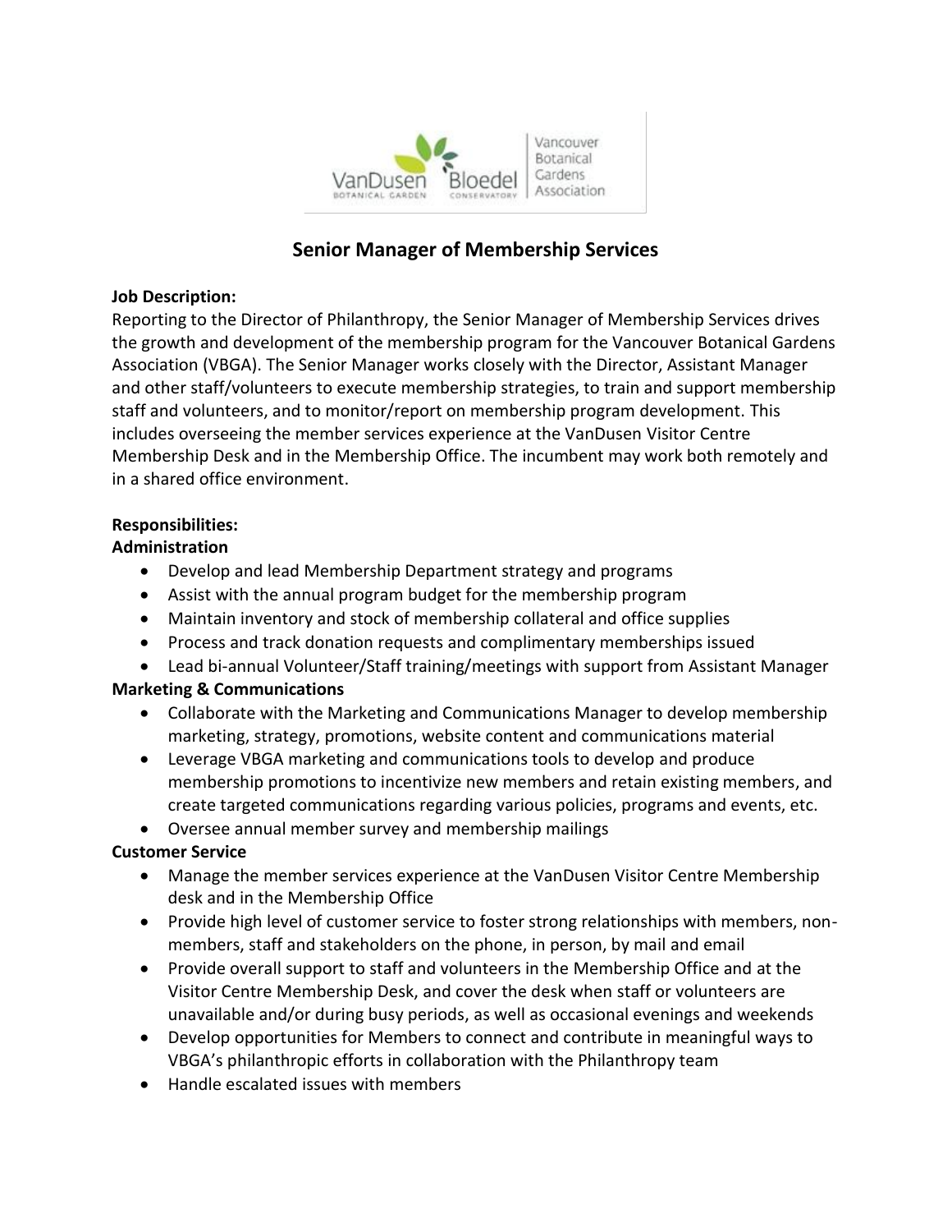# Senior Manager of Membership Services

**Job Description:**
Reporting to the Director of Philanthropy, the Senior Manager of Membership Services drives the growth and development of the membership program for the Vancouver Botanical Gardens Association (VBGA). The Senior Manager works closely with the Director, Assistant Manager and other staff/volunteers to execute membership strategies, to train and support membership staff and volunteers, and to monitor/report on membership program development. This includes overseeing the member services experience at the VanDusen Visitor Centre Membership Desk and in the Membership Office. The incumbent may work both remotely and in a shared office environment.

**Responsibilities:**

**Administration**

- Develop and lead Membership Department strategy and programs
- Assist with the annual program budget for the membership program
- Maintain inventory and stock of membership collateral and office supplies
- Process and track donation requests and complimentary memberships issued
- Lead bi-annual Volunteer/Staff training/meetings with support from Assistant Manager

**Marketing & Communications**

- Collaborate with the Marketing and Communications Manager to develop membership marketing, strategy, promotions, website content and communications material
- Leverage VBGA marketing and communications tools to develop and produce membership promotions to incentivize new members and retain existing members, and create targeted communications regarding various policies, programs and events, etc.
- Oversee annual member survey and membership mailings

**Customer Service**

- Manage the member services experience at the VanDusen Visitor Centre Membership desk and in the Membership Office
- Provide high level of customer service to foster strong relationships with members, non-members, staff and stakeholders on the phone, in person, by mail and email
- Provide overall support to staff and volunteers in the Membership Office and at the Visitor Centre Membership Desk, and cover the desk when staff or volunteers are unavailable and/or during busy periods, as well as occasional evenings and weekends
- Develop opportunities for Members to connect and contribute in meaningful ways to VBGA's philanthropic efforts in collaboration with the Philanthropy team
- Handle escalated issues with members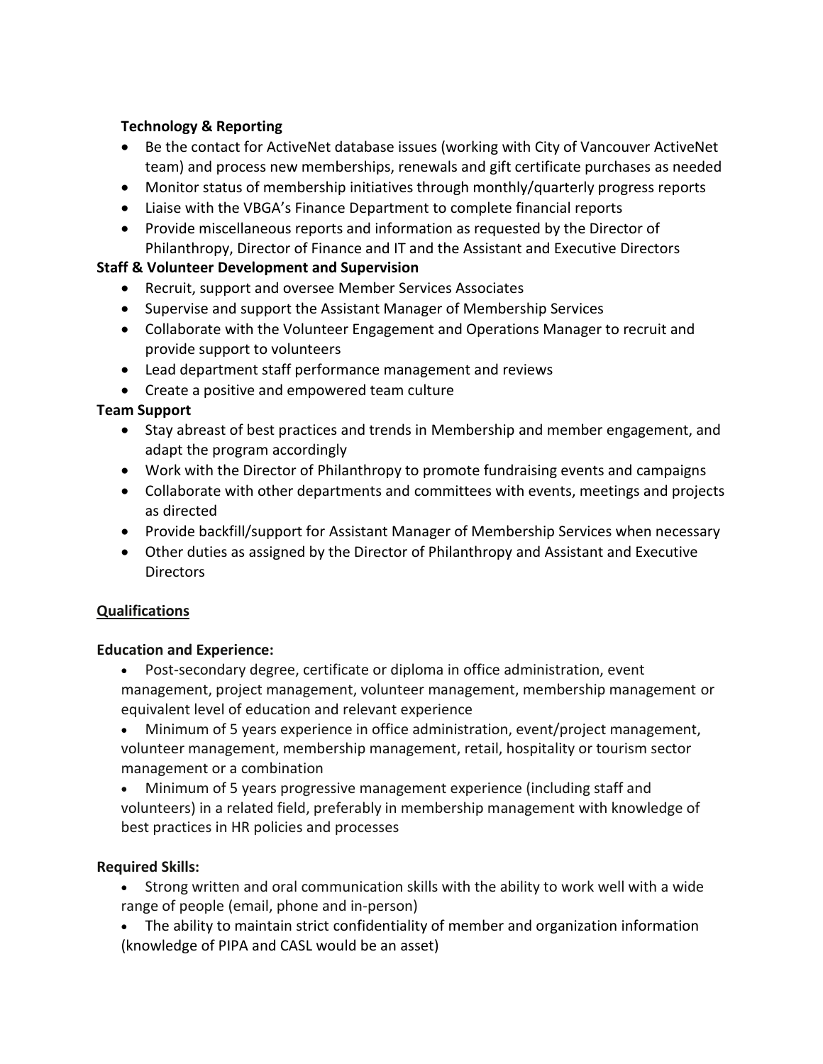**Technology & Reporting**

- Be the contact for ActiveNet database issues (working with City of Vancouver ActiveNet team) and process new memberships, renewals and gift certificate purchases as needed
- Monitor status of membership initiatives through monthly/quarterly progress reports
- Liaise with the VBGA's Finance Department to complete financial reports
- Provide miscellaneous reports and information as requested by the Director of Philanthropy, Director of Finance and IT and the Assistant and Executive Directors

**Staff & Volunteer Development and Supervision**

- Recruit, support and oversee Member Services Associates
- Supervise and support the Assistant Manager of Membership Services
- Collaborate with the Volunteer Engagement and Operations Manager to recruit and provide support to volunteers
- Lead department staff performance management and reviews
- Create a positive and empowered team culture

**Team Support**

- Stay abreast of best practices and trends in Membership and member engagement, and adapt the program accordingly
- Work with the Director of Philanthropy to promote fundraising events and campaigns
- Collaborate with other departments and committees with events, meetings and projects as directed
- Provide backfill/support for Assistant Manager of Membership Services when necessary
- Other duties as assigned by the Director of Philanthropy and Assistant and Executive Directors

## Qualifications

**Education and Experience:**

- Post-secondary degree, certificate or diploma in office administration, event management, project management, volunteer management, membership management or equivalent level of education and relevant experience
- Minimum of 5 years experience in office administration, event/project management, volunteer management, membership management, retail, hospitality or tourism sector management or a combination
- Minimum of 5 years progressive management experience (including staff and volunteers) in a related field, preferably in membership management with knowledge of best practices in HR policies and processes

**Required Skills:**

- Strong written and oral communication skills with the ability to work well with a wide range of people (email, phone and in-person)
- The ability to maintain strict confidentiality of member and organization information (knowledge of PIPA and CASL would be an asset)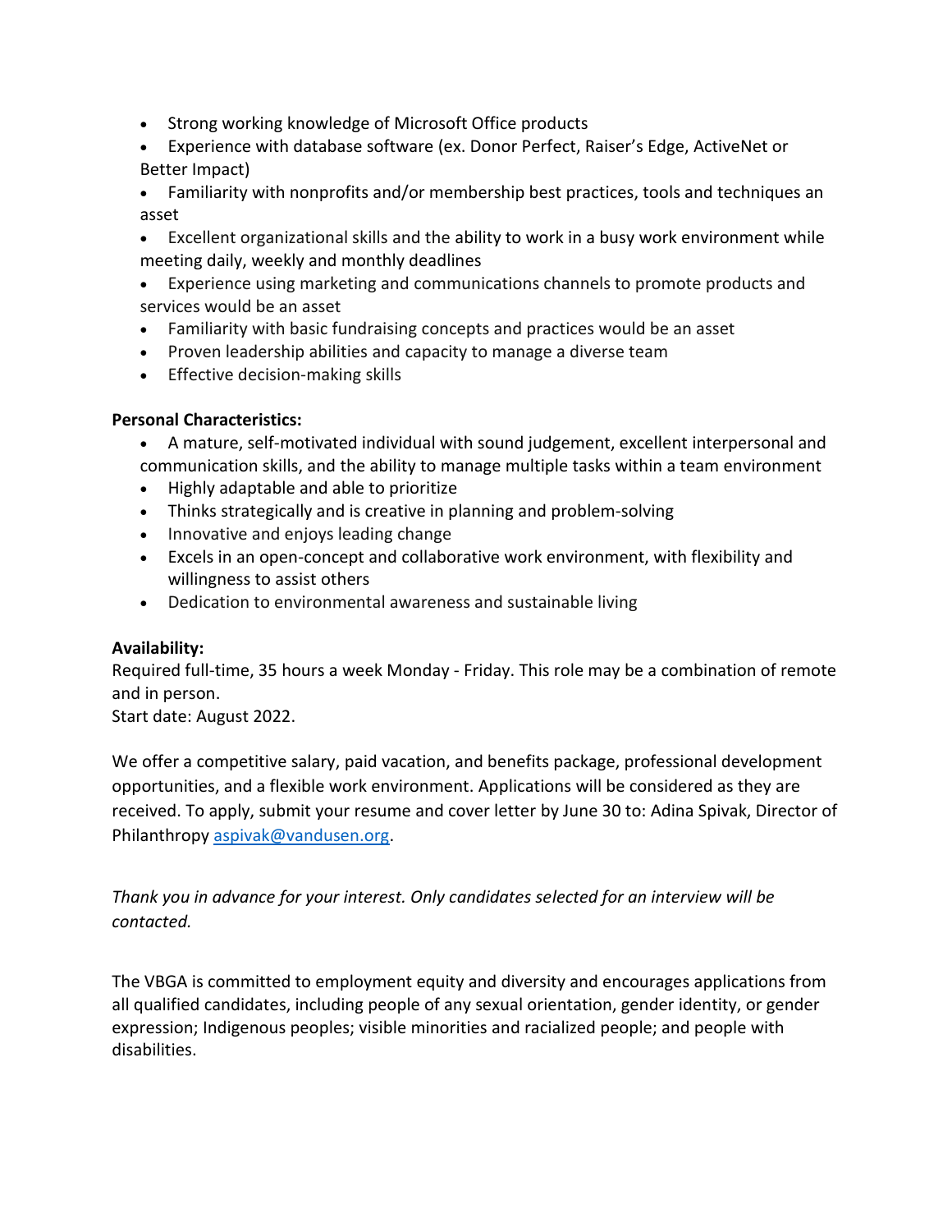- Strong working knowledge of Microsoft Office products
- Experience with database software (ex. Donor Perfect, Raiser's Edge, ActiveNet or Better Impact)
- Familiarity with nonprofits and/or membership best practices, tools and techniques an asset
- Excellent organizational skills and the ability to work in a busy work environment while meeting daily, weekly and monthly deadlines
- Experience using marketing and communications channels to promote products and services would be an asset
- Familiarity with basic fundraising concepts and practices would be an asset
- Proven leadership abilities and capacity to manage a diverse team
- Effective decision-making skills

**Personal Characteristics:**

- A mature, self-motivated individual with sound judgement, excellent interpersonal and communication skills, and the ability to manage multiple tasks within a team environment
- Highly adaptable and able to prioritize
- Thinks strategically and is creative in planning and problem-solving
- Innovative and enjoys leading change
- Excels in an open-concept and collaborative work environment, with flexibility and willingness to assist others
- Dedication to environmental awareness and sustainable living

**Availability:**

Required full-time, 35 hours a week Monday - Friday. This role may be a combination of remote and in person.

Start date: August 2022.

We offer a competitive salary, paid vacation, and benefits package, professional development opportunities, and a flexible work environment. Applications will be considered as they are received. To apply, submit your resume and cover letter by June 30 to: Adina Spivak, Director of Philanthropy aspivak@vandusen.org.

*Thank you in advance for your interest. Only candidates selected for an interview will be contacted.*

The VBGA is committed to employment equity and diversity and encourages applications from all qualified candidates, including people of any sexual orientation, gender identity, or gender expression; Indigenous peoples; visible minorities and racialized people; and people with disabilities.